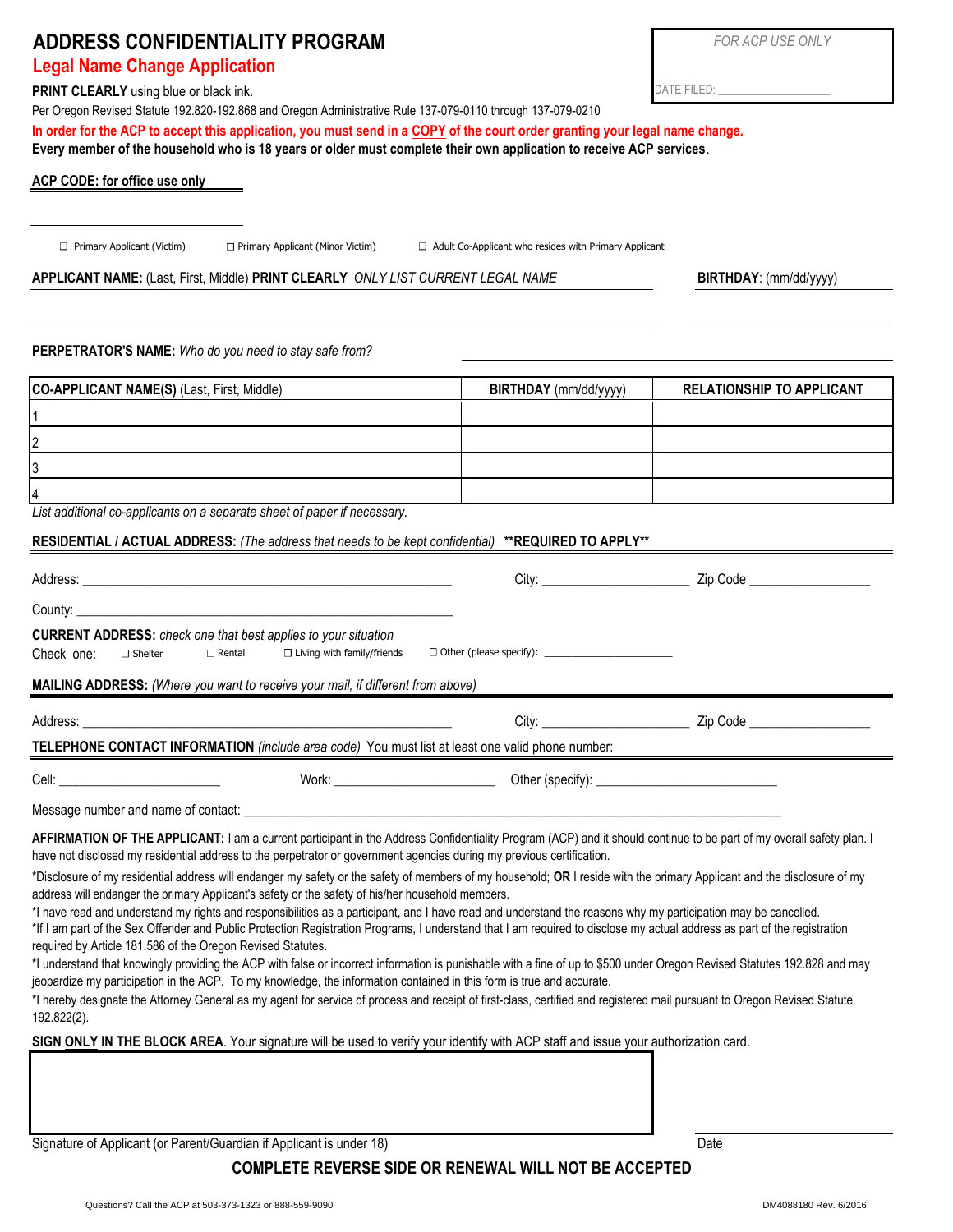# ADDRESS CONFIDENTIALITY PROGRAM

## Legal Name Change Application

*FOR ACP USE ONLY*

DATE FILED: ___________________

**PRINT CLEARLY** using blue or black ink.

Per Oregon Revised Statute 192.820-192.868 and Oregon Administrative Rule 137-079-0110 through 137-079-0210

**In order for the ACP to accept this application, you must send in a COPY of the court order granting your legal name change.**

**Every member of the household who is 18 years or older must complete their own application to receive ACP services.**

**ACP CODE: for office use only**

______________________

☐ Primary Applicant (Victim) ☐ Primary Applicant (Minor Victim) ☐ Adult Co-Applicant who resides with Primary Applicant

**APPLICANT NAME:** (Last, First, Middle) **PRINT CLEARLY** *ONLY LIST CURRENT LEGAL NAME* **BIRTHDAY**: (mm/dd/yyyy)

______________________________________________ ______________________

**PERPETRATOR'S NAME:** *Who do you need to stay safe from?* ______________________________

| CO-APPLICANT NAME(S) (Last, First, Middle) | BIRTHDAY (mm/dd/yyyy) | RELATIONSHIP TO APPLICANT |
|---|---|---|
| 1 | | |
| 2 | | |
| 3 | | |
| 4 | | |

*List additional co-applicants on a separate sheet of paper if necessary.*

**RESIDENTIAL / ACTUAL ADDRESS:** *(The address that needs to be kept confidential)* **\*\*REQUIRED TO APPLY\*\***

Address: ______________________________ City: ______________ Zip Code ____________

County: ______________________________

**CURRENT ADDRESS:** *check one that best applies to your situation*

Check one: ☐ Shelter ☐ Rental ☐ Living with family/friends ☐ Other (please specify): ______________

**MAILING ADDRESS:** *(Where you want to receive your mail, if different from above)*

Address: ______________________________ City: ______________ Zip Code ____________

**TELEPHONE CONTACT INFORMATION** *(include area code)* You must list at least one valid phone number:

Cell: ________________ Work: ________________ Other (specify): ________________

Message number and name of contact: ______________________________________________

**AFFIRMATION OF THE APPLICANT:** I am a current participant in the Address Confidentiality Program (ACP) and it should continue to be part of my overall safety plan. I have not disclosed my residential address to the perpetrator or government agencies during my previous certification.

\*Disclosure of my residential address will endanger my safety or the safety of members of my household; **OR** I reside with the primary Applicant and the disclosure of my address will endanger the primary Applicant's safety or the safety of his/her household members.

\*I have read and understand my rights and responsibilities as a participant, and I have read and understand the reasons why my participation may be cancelled.

\*If I am part of the Sex Offender and Public Protection Registration Programs, I understand that I am required to disclose my actual address as part of the registration required by Article 181.586 of the Oregon Revised Statutes.

\*I understand that knowingly providing the ACP with false or incorrect information is punishable with a fine of up to $500 under Oregon Revised Statutes 192.828 and may jeopardize my participation in the ACP. To my knowledge, the information contained in this form is true and accurate.

\*I hereby designate the Attorney General as my agent for service of process and receipt of first-class, certified and registered mail pursuant to Oregon Revised Statute 192.822(2).

**SIGN ONLY IN THE BLOCK AREA**. Your signature will be used to verify your identify with ACP staff and issue your authorization card.

Signature of Applicant (or Parent/Guardian if Applicant is under 18) Date

**COMPLETE REVERSE SIDE OR RENEWAL WILL NOT BE ACCEPTED**

Questions? Call the ACP at 503-373-1323 or 888-559-9090

DM4088180 Rev. 6/2016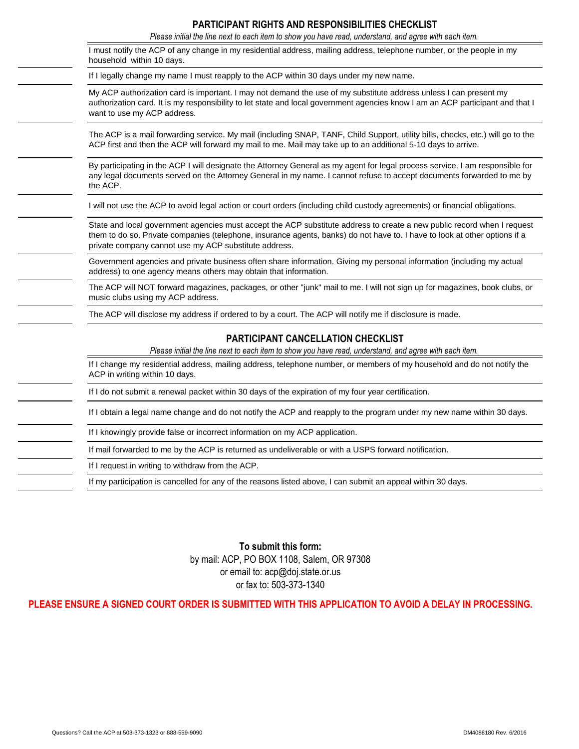## PARTICIPANT RIGHTS AND RESPONSIBILITIES CHECKLIST

*Please initial the line next to each item to show you have read, understand, and agree with each item.*

| Initials | Item |
|---|---|
| ________ | I must notify the ACP of any change in my residential address, mailing address, telephone number, or the people in my household within 10 days. |
| ________ | If I legally change my name I must reapply to the ACP within 30 days under my new name. |
| ________ | My ACP authorization card is important. I may not demand the use of my substitute address unless I can present my authorization card. It is my responsibility to let state and local government agencies know I am an ACP participant and that I want to use my ACP address. |
| ________ | The ACP is a mail forwarding service. My mail (including SNAP, TANF, Child Support, utility bills, checks, etc.) will go to the ACP first and then the ACP will forward my mail to me. Mail may take up to an additional 5-10 days to arrive. |
| ________ | By participating in the ACP I will designate the Attorney General as my agent for legal process service. I am responsible for any legal documents served on the Attorney General in my name. I cannot refuse to accept documents forwarded to me by the ACP. |
| ________ | I will not use the ACP to avoid legal action or court orders (including child custody agreements) or financial obligations. |
| ________ | State and local government agencies must accept the ACP substitute address to create a new public record when I request them to do so. Private companies (telephone, insurance agents, banks) do not have to. I have to look at other options if a private company cannot use my ACP substitute address. |
| ________ | Government agencies and private business often share information. Giving my personal information (including my actual address) to one agency means others may obtain that information. |
| ________ | The ACP will NOT forward magazines, packages, or other "junk" mail to me. I will not sign up for magazines, book clubs, or music clubs using my ACP address. |
| ________ | The ACP will disclose my address if ordered to by a court. The ACP will notify me if disclosure is made. |

## PARTICIPANT CANCELLATION CHECKLIST

*Please initial the line next to each item to show you have read, understand, and agree with each item.*

| Initials | Item |
|---|---|
| ________ | If I change my residential address, mailing address, telephone number, or members of my household and do not notify the ACP in writing within 10 days. |
| ________ | If I do not submit a renewal packet within 30 days of the expiration of my four year certification. |
| ________ | If I obtain a legal name change and do not notify the ACP and reapply to the program under my new name within 30 days. |
| ________ | If I knowingly provide false or incorrect information on my ACP application. |
| ________ | If mail forwarded to me by the ACP is returned as undeliverable or with a USPS forward notification. |
| ________ | If I request in writing to withdraw from the ACP. |
| ________ | If my participation is cancelled for any of the reasons listed above, I can submit an appeal within 30 days. |

**To submit this form:**
by mail: ACP, PO BOX 1108, Salem, OR 97308
or email to: acp@doj.state.or.us
or fax to: 503-373-1340

**PLEASE ENSURE A SIGNED COURT ORDER IS SUBMITTED WITH THIS APPLICATION TO AVOID A DELAY IN PROCESSING.**

Questions? Call the ACP at 503-373-1323 or 888-559-9090

DM4088180 Rev. 6/2016